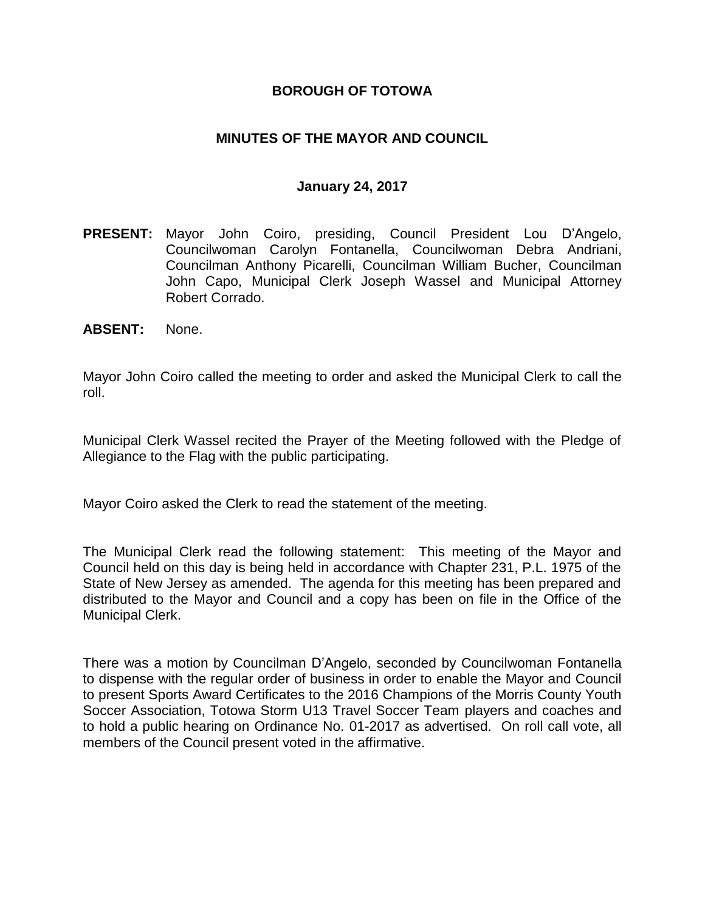# BOROUGH OF TOTOWA

## MINUTES OF THE MAYOR AND COUNCIL

### January 24, 2017

**PRESENT:** Mayor John Coiro, presiding, Council President Lou D'Angelo, Councilwoman Carolyn Fontanella, Councilwoman Debra Andriani, Councilman Anthony Picarelli, Councilman William Bucher, Councilman John Capo, Municipal Clerk Joseph Wassel and Municipal Attorney Robert Corrado.

**ABSENT:** None.

Mayor John Coiro called the meeting to order and asked the Municipal Clerk to call the roll.

Municipal Clerk Wassel recited the Prayer of the Meeting followed with the Pledge of Allegiance to the Flag with the public participating.

Mayor Coiro asked the Clerk to read the statement of the meeting.

The Municipal Clerk read the following statement: This meeting of the Mayor and Council held on this day is being held in accordance with Chapter 231, P.L. 1975 of the State of New Jersey as amended. The agenda for this meeting has been prepared and distributed to the Mayor and Council and a copy has been on file in the Office of the Municipal Clerk.

There was a motion by Councilman D'Angelo, seconded by Councilwoman Fontanella to dispense with the regular order of business in order to enable the Mayor and Council to present Sports Award Certificates to the 2016 Champions of the Morris County Youth Soccer Association, Totowa Storm U13 Travel Soccer Team players and coaches and to hold a public hearing on Ordinance No. 01-2017 as advertised. On roll call vote, all members of the Council present voted in the affirmative.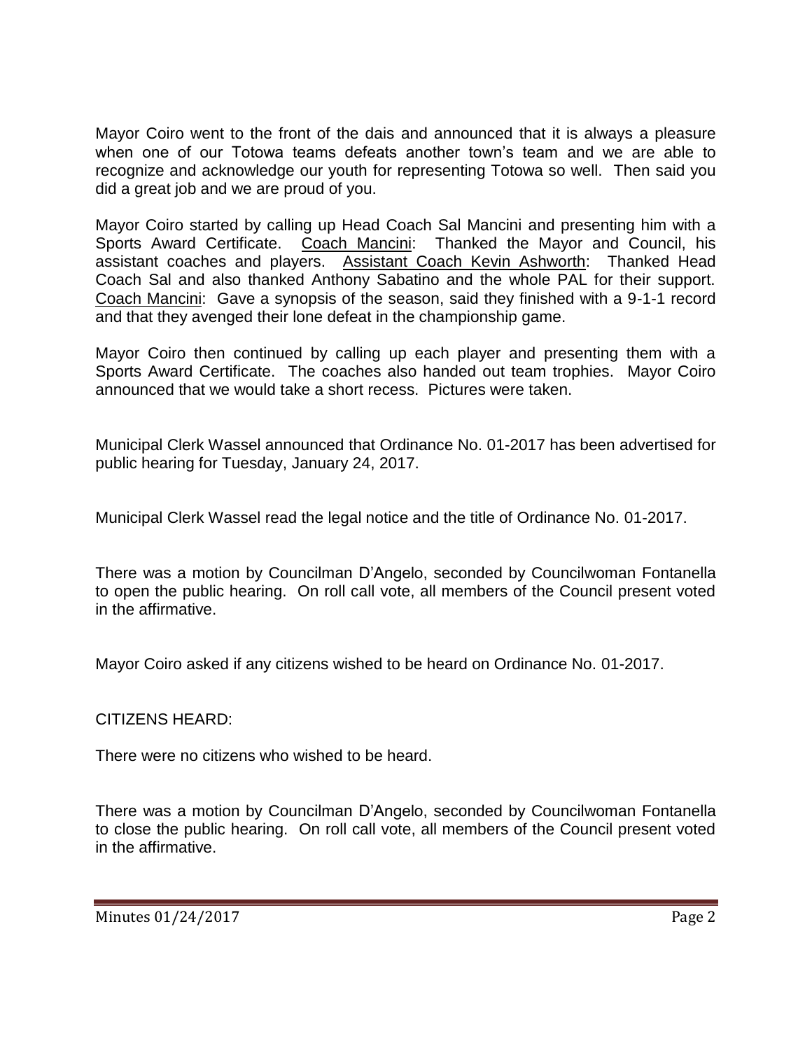Mayor Coiro went to the front of the dais and announced that it is always a pleasure when one of our Totowa teams defeats another town's team and we are able to recognize and acknowledge our youth for representing Totowa so well. Then said you did a great job and we are proud of you.

Mayor Coiro started by calling up Head Coach Sal Mancini and presenting him with a Sports Award Certificate. Coach Mancini: Thanked the Mayor and Council, his assistant coaches and players. Assistant Coach Kevin Ashworth: Thanked Head Coach Sal and also thanked Anthony Sabatino and the whole PAL for their support. Coach Mancini: Gave a synopsis of the season, said they finished with a 9-1-1 record and that they avenged their lone defeat in the championship game.

Mayor Coiro then continued by calling up each player and presenting them with a Sports Award Certificate. The coaches also handed out team trophies. Mayor Coiro announced that we would take a short recess. Pictures were taken.

Municipal Clerk Wassel announced that Ordinance No. 01-2017 has been advertised for public hearing for Tuesday, January 24, 2017.

Municipal Clerk Wassel read the legal notice and the title of Ordinance No. 01-2017.

There was a motion by Councilman D'Angelo, seconded by Councilwoman Fontanella to open the public hearing. On roll call vote, all members of the Council present voted in the affirmative.

Mayor Coiro asked if any citizens wished to be heard on Ordinance No. 01-2017.

CITIZENS HEARD:

There were no citizens who wished to be heard.

There was a motion by Councilman D'Angelo, seconded by Councilwoman Fontanella to close the public hearing. On roll call vote, all members of the Council present voted in the affirmative.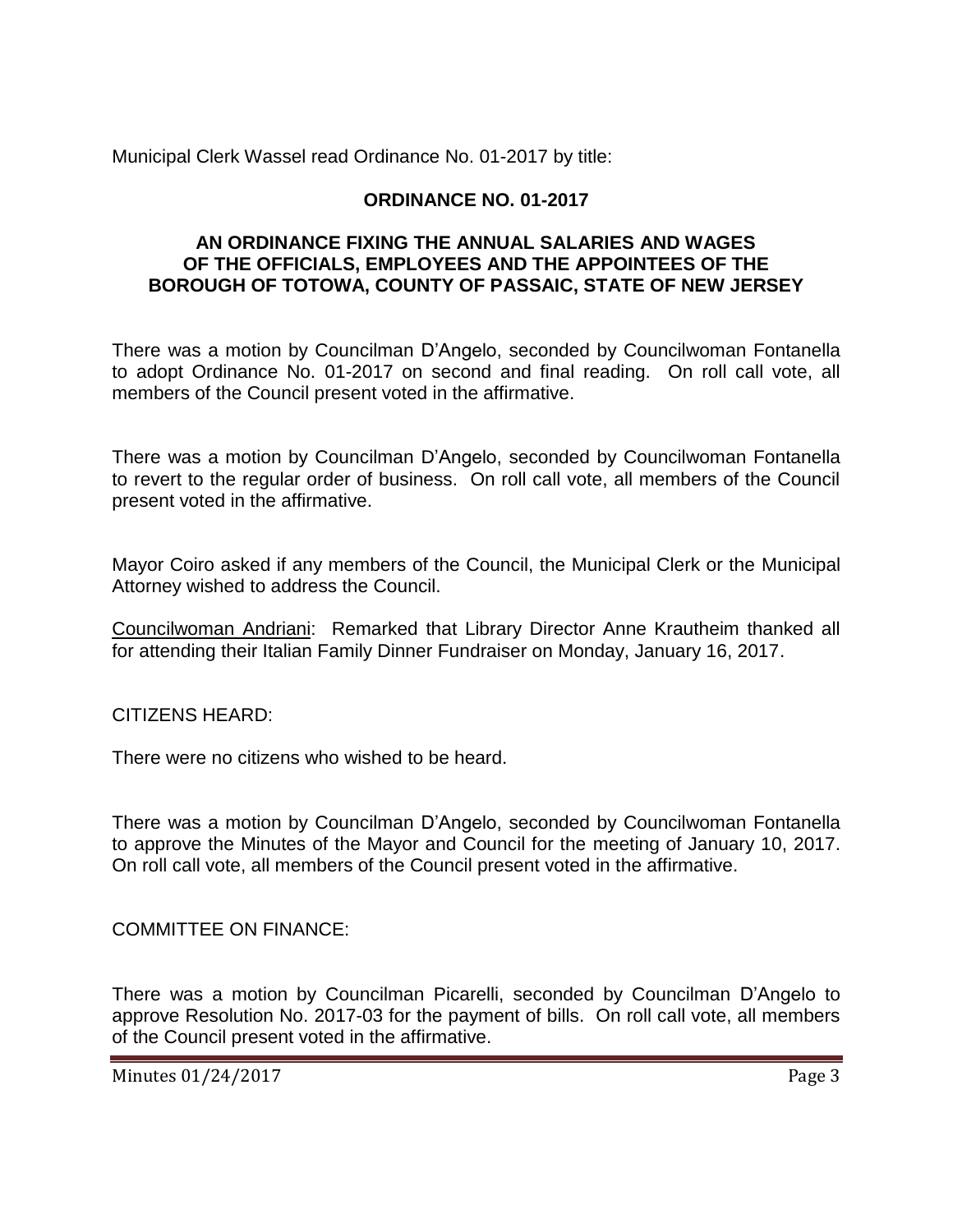Municipal Clerk Wassel read Ordinance No. 01-2017 by title:

**ORDINANCE NO. 01-2017**

**AN ORDINANCE FIXING THE ANNUAL SALARIES AND WAGES OF THE OFFICIALS, EMPLOYEES AND THE APPOINTEES OF THE BOROUGH OF TOTOWA, COUNTY OF PASSAIC, STATE OF NEW JERSEY**

There was a motion by Councilman D'Angelo, seconded by Councilwoman Fontanella to adopt Ordinance No. 01-2017 on second and final reading. On roll call vote, all members of the Council present voted in the affirmative.

There was a motion by Councilman D'Angelo, seconded by Councilwoman Fontanella to revert to the regular order of business. On roll call vote, all members of the Council present voted in the affirmative.

Mayor Coiro asked if any members of the Council, the Municipal Clerk or the Municipal Attorney wished to address the Council.

Councilwoman Andriani: Remarked that Library Director Anne Krautheim thanked all for attending their Italian Family Dinner Fundraiser on Monday, January 16, 2017.

CITIZENS HEARD:

There were no citizens who wished to be heard.

There was a motion by Councilman D'Angelo, seconded by Councilwoman Fontanella to approve the Minutes of the Mayor and Council for the meeting of January 10, 2017. On roll call vote, all members of the Council present voted in the affirmative.

COMMITTEE ON FINANCE:

There was a motion by Councilman Picarelli, seconded by Councilman D'Angelo to approve Resolution No. 2017-03 for the payment of bills. On roll call vote, all members of the Council present voted in the affirmative.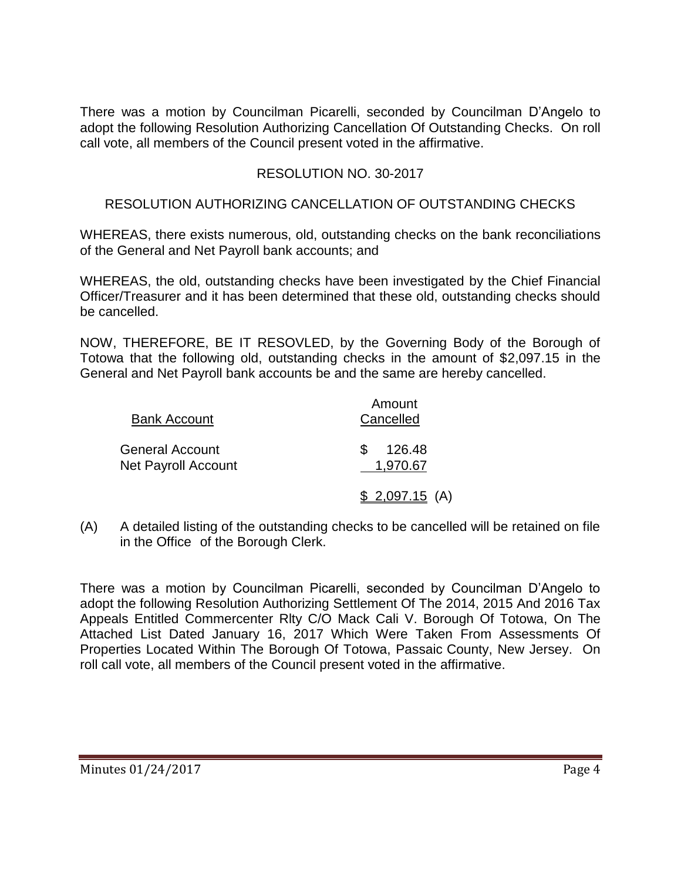There was a motion by Councilman Picarelli, seconded by Councilman D'Angelo to adopt the following Resolution Authorizing Cancellation Of Outstanding Checks. On roll call vote, all members of the Council present voted in the affirmative.

RESOLUTION NO. 30-2017

RESOLUTION AUTHORIZING CANCELLATION OF OUTSTANDING CHECKS

WHEREAS, there exists numerous, old, outstanding checks on the bank reconciliations of the General and Net Payroll bank accounts; and

WHEREAS, the old, outstanding checks have been investigated by the Chief Financial Officer/Treasurer and it has been determined that these old, outstanding checks should be cancelled.

NOW, THEREFORE, BE IT RESOVLED, by the Governing Body of the Borough of Totowa that the following old, outstanding checks in the amount of $2,097.15 in the General and Net Payroll bank accounts be and the same are hereby cancelled.

| Bank Account | Amount Cancelled |
| --- | --- |
| General Account | $ 126.48 |
| Net Payroll Account | 1,970.67 |
| | $ 2,097.15 (A) |

(A) A detailed listing of the outstanding checks to be cancelled will be retained on file in the Office of the Borough Clerk.

There was a motion by Councilman Picarelli, seconded by Councilman D'Angelo to adopt the following Resolution Authorizing Settlement Of The 2014, 2015 And 2016 Tax Appeals Entitled Commercenter Rlty C/O Mack Cali V. Borough Of Totowa, On The Attached List Dated January 16, 2017 Which Were Taken From Assessments Of Properties Located Within The Borough Of Totowa, Passaic County, New Jersey. On roll call vote, all members of the Council present voted in the affirmative.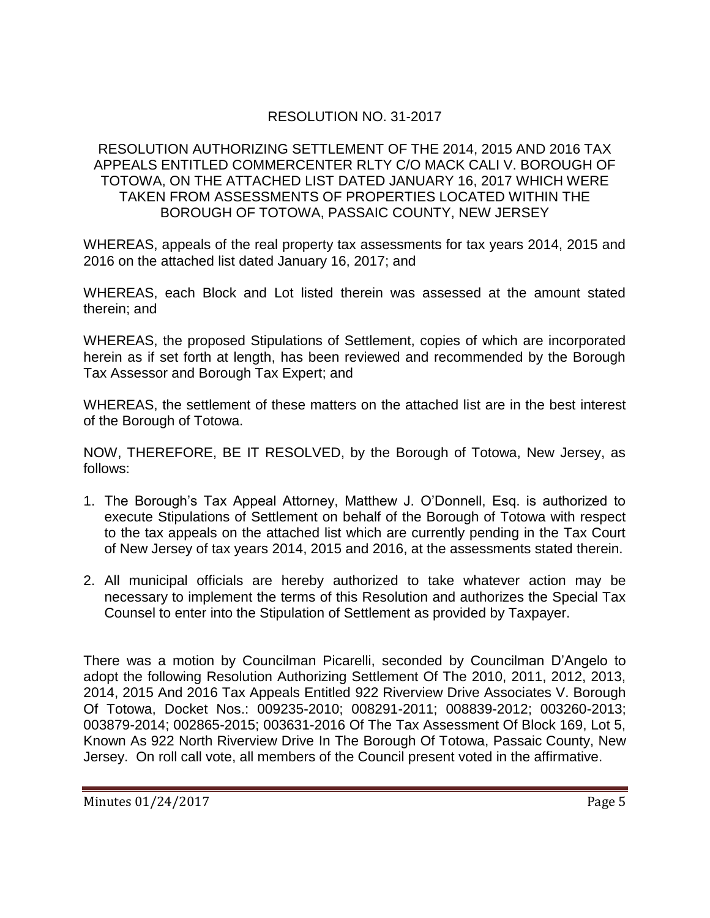# RESOLUTION NO. 31-2017

## RESOLUTION AUTHORIZING SETTLEMENT OF THE 2014, 2015 AND 2016 TAX APPEALS ENTITLED COMMERCENTER RLTY C/O MACK CALI V. BOROUGH OF TOTOWA, ON THE ATTACHED LIST DATED JANUARY 16, 2017 WHICH WERE TAKEN FROM ASSESSMENTS OF PROPERTIES LOCATED WITHIN THE BOROUGH OF TOTOWA, PASSAIC COUNTY, NEW JERSEY

WHEREAS, appeals of the real property tax assessments for tax years 2014, 2015 and 2016 on the attached list dated January 16, 2017; and

WHEREAS, each Block and Lot listed therein was assessed at the amount stated therein; and

WHEREAS, the proposed Stipulations of Settlement, copies of which are incorporated herein as if set forth at length, has been reviewed and recommended by the Borough Tax Assessor and Borough Tax Expert; and

WHEREAS, the settlement of these matters on the attached list are in the best interest of the Borough of Totowa.

NOW, THEREFORE, BE IT RESOLVED, by the Borough of Totowa, New Jersey, as follows:

1. The Borough's Tax Appeal Attorney, Matthew J. O'Donnell, Esq. is authorized to execute Stipulations of Settlement on behalf of the Borough of Totowa with respect to the tax appeals on the attached list which are currently pending in the Tax Court of New Jersey of tax years 2014, 2015 and 2016, at the assessments stated therein.
2. All municipal officials are hereby authorized to take whatever action may be necessary to implement the terms of this Resolution and authorizes the Special Tax Counsel to enter into the Stipulation of Settlement as provided by Taxpayer.

There was a motion by Councilman Picarelli, seconded by Councilman D'Angelo to adopt the following Resolution Authorizing Settlement Of The 2010, 2011, 2012, 2013, 2014, 2015 And 2016 Tax Appeals Entitled 922 Riverview Drive Associates V. Borough Of Totowa, Docket Nos.: 009235-2010; 008291-2011; 008839-2012; 003260-2013; 003879-2014; 002865-2015; 003631-2016 Of The Tax Assessment Of Block 169, Lot 5, Known As 922 North Riverview Drive In The Borough Of Totowa, Passaic County, New Jersey. On roll call vote, all members of the Council present voted in the affirmative.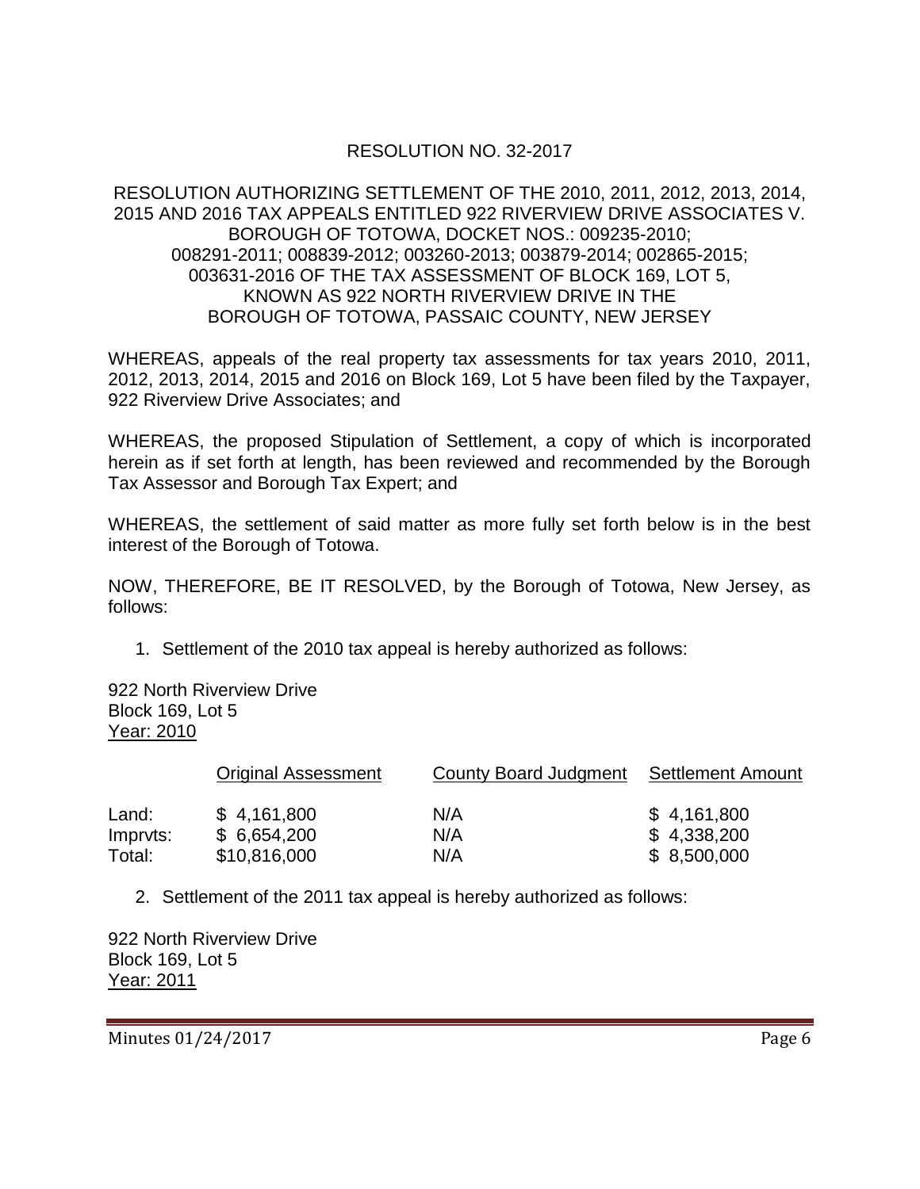RESOLUTION NO. 32-2017

RESOLUTION AUTHORIZING SETTLEMENT OF THE 2010, 2011, 2012, 2013, 2014, 2015 AND 2016 TAX APPEALS ENTITLED 922 RIVERVIEW DRIVE ASSOCIATES V. BOROUGH OF TOTOWA, DOCKET NOS.: 009235-2010; 008291-2011; 008839-2012; 003260-2013; 003879-2014; 002865-2015; 003631-2016 OF THE TAX ASSESSMENT OF BLOCK 169, LOT 5, KNOWN AS 922 NORTH RIVERVIEW DRIVE IN THE BOROUGH OF TOTOWA, PASSAIC COUNTY, NEW JERSEY

WHEREAS, appeals of the real property tax assessments for tax years 2010, 2011, 2012, 2013, 2014, 2015 and 2016 on Block 169, Lot 5 have been filed by the Taxpayer, 922 Riverview Drive Associates; and

WHEREAS, the proposed Stipulation of Settlement, a copy of which is incorporated herein as if set forth at length, has been reviewed and recommended by the Borough Tax Assessor and Borough Tax Expert; and

WHEREAS, the settlement of said matter as more fully set forth below is in the best interest of the Borough of Totowa.

NOW, THEREFORE, BE IT RESOLVED, by the Borough of Totowa, New Jersey, as follows:

1. Settlement of the 2010 tax appeal is hereby authorized as follows:

922 North Riverview Drive
Block 169, Lot 5
Year: 2010

| | Original Assessment | County Board Judgment | Settlement Amount |
|---|---|---|---|
| Land: | $ 4,161,800 | N/A | $ 4,161,800 |
| Imprvts: | $ 6,654,200 | N/A | $ 4,338,200 |
| Total: | $10,816,000 | N/A | $ 8,500,000 |

2. Settlement of the 2011 tax appeal is hereby authorized as follows:

922 North Riverview Drive
Block 169, Lot 5
Year: 2011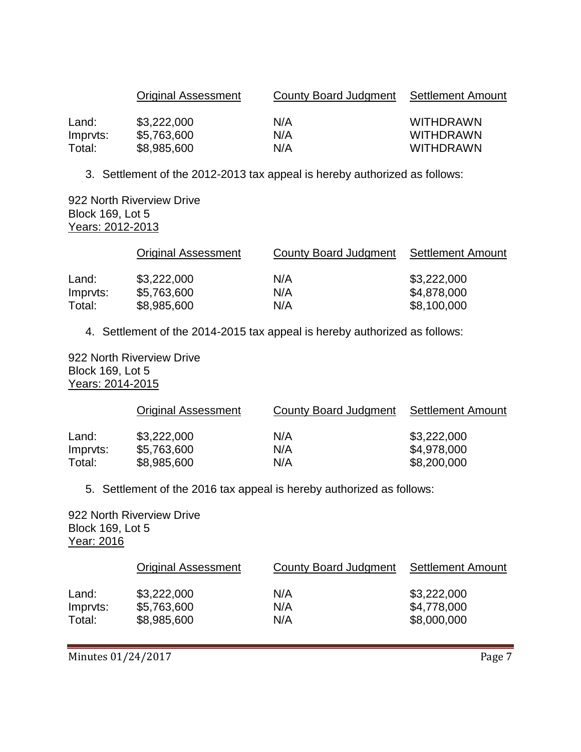| | Original Assessment | County Board Judgment | Settlement Amount |
|---|---|---|---|
| Land: | $3,222,000 | N/A | WITHDRAWN |
| Imprvts: | $5,763,600 | N/A | WITHDRAWN |
| Total: | $8,985,600 | N/A | WITHDRAWN |

3. Settlement of the 2012-2013 tax appeal is hereby authorized as follows:

922 North Riverview Drive
Block 169, Lot 5
Years: 2012-2013

| | Original Assessment | County Board Judgment | Settlement Amount |
|---|---|---|---|
| Land: | $3,222,000 | N/A | $3,222,000 |
| Imprvts: | $5,763,600 | N/A | $4,878,000 |
| Total: | $8,985,600 | N/A | $8,100,000 |

4. Settlement of the 2014-2015 tax appeal is hereby authorized as follows:

922 North Riverview Drive
Block 169, Lot 5
Years: 2014-2015

| | Original Assessment | County Board Judgment | Settlement Amount |
|---|---|---|---|
| Land: | $3,222,000 | N/A | $3,222,000 |
| Imprvts: | $5,763,600 | N/A | $4,978,000 |
| Total: | $8,985,600 | N/A | $8,200,000 |

5. Settlement of the 2016 tax appeal is hereby authorized as follows:

922 North Riverview Drive
Block 169, Lot 5
Year: 2016

| | Original Assessment | County Board Judgment | Settlement Amount |
|---|---|---|---|
| Land: | $3,222,000 | N/A | $3,222,000 |
| Imprvts: | $5,763,600 | N/A | $4,778,000 |
| Total: | $8,985,600 | N/A | $8,000,000 |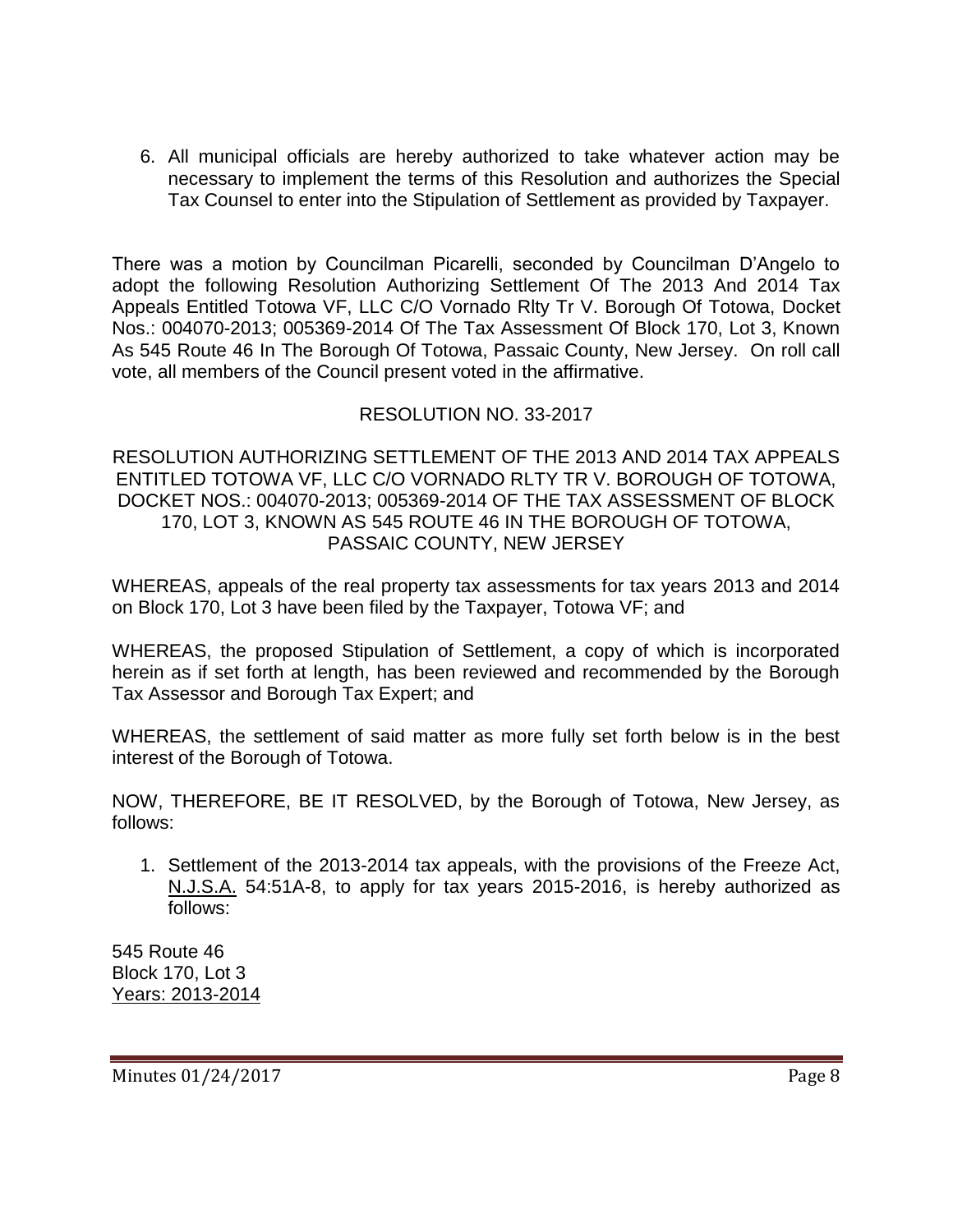6. All municipal officials are hereby authorized to take whatever action may be necessary to implement the terms of this Resolution and authorizes the Special Tax Counsel to enter into the Stipulation of Settlement as provided by Taxpayer.

There was a motion by Councilman Picarelli, seconded by Councilman D'Angelo to adopt the following Resolution Authorizing Settlement Of The 2013 And 2014 Tax Appeals Entitled Totowa VF, LLC C/O Vornado Rlty Tr V. Borough Of Totowa, Docket Nos.: 004070-2013; 005369-2014 Of The Tax Assessment Of Block 170, Lot 3, Known As 545 Route 46 In The Borough Of Totowa, Passaic County, New Jersey. On roll call vote, all members of the Council present voted in the affirmative.

RESOLUTION NO. 33-2017

RESOLUTION AUTHORIZING SETTLEMENT OF THE 2013 AND 2014 TAX APPEALS ENTITLED TOTOWA VF, LLC C/O VORNADO RLTY TR V. BOROUGH OF TOTOWA, DOCKET NOS.: 004070-2013; 005369-2014 OF THE TAX ASSESSMENT OF BLOCK 170, LOT 3, KNOWN AS 545 ROUTE 46 IN THE BOROUGH OF TOTOWA, PASSAIC COUNTY, NEW JERSEY

WHEREAS, appeals of the real property tax assessments for tax years 2013 and 2014 on Block 170, Lot 3 have been filed by the Taxpayer, Totowa VF; and

WHEREAS, the proposed Stipulation of Settlement, a copy of which is incorporated herein as if set forth at length, has been reviewed and recommended by the Borough Tax Assessor and Borough Tax Expert; and

WHEREAS, the settlement of said matter as more fully set forth below is in the best interest of the Borough of Totowa.

NOW, THEREFORE, BE IT RESOLVED, by the Borough of Totowa, New Jersey, as follows:

1. Settlement of the 2013-2014 tax appeals, with the provisions of the Freeze Act, N.J.S.A. 54:51A-8, to apply for tax years 2015-2016, is hereby authorized as follows:

545 Route 46
Block 170, Lot 3
Years: 2013-2014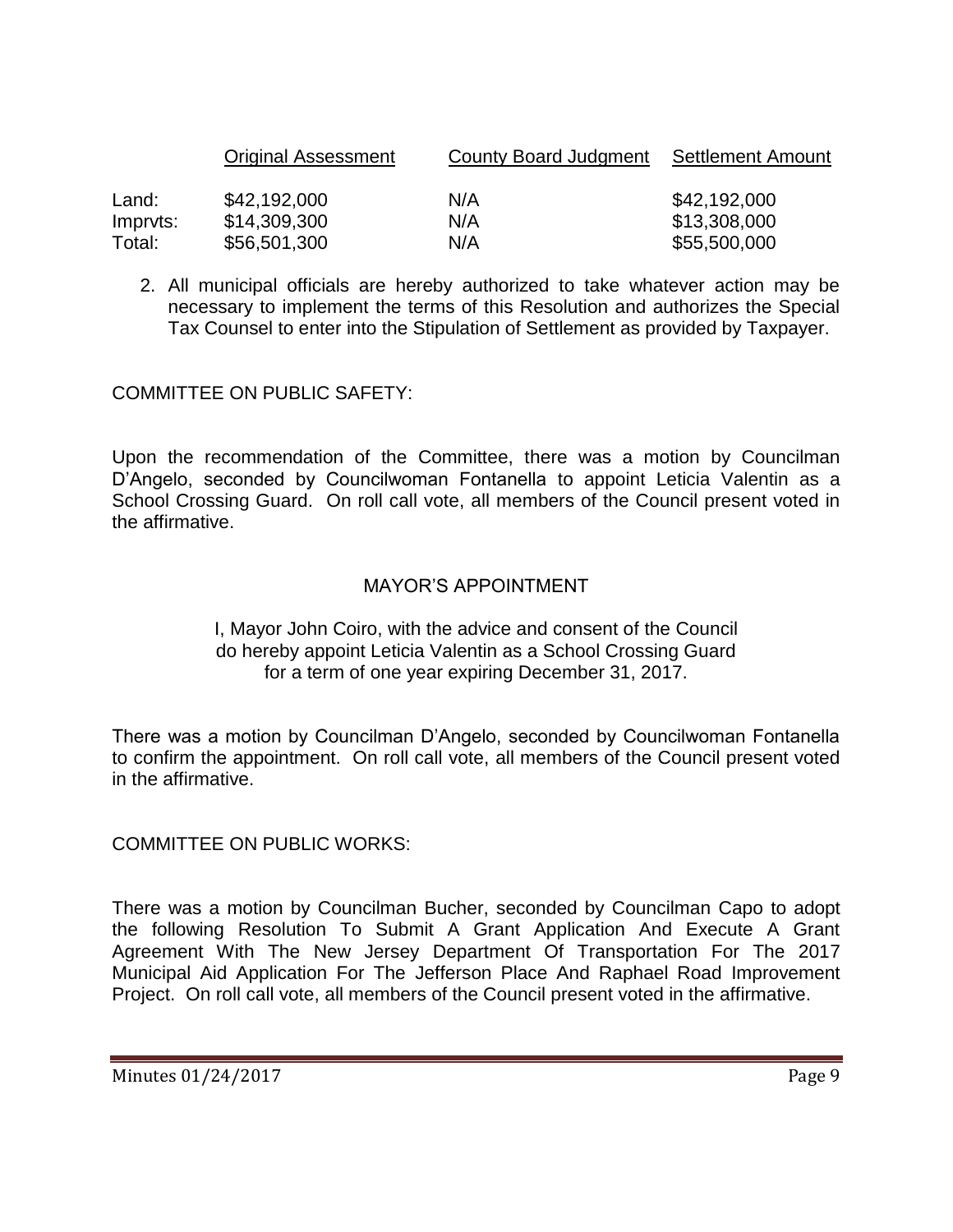| | Original Assessment | County Board Judgment | Settlement Amount |
|---|---|---|---|
| Land: | $42,192,000 | N/A | $42,192,000 |
| Imprvts: | $14,309,300 | N/A | $13,308,000 |
| Total: | $56,501,300 | N/A | $55,500,000 |

2. All municipal officials are hereby authorized to take whatever action may be necessary to implement the terms of this Resolution and authorizes the Special Tax Counsel to enter into the Stipulation of Settlement as provided by Taxpayer.

COMMITTEE ON PUBLIC SAFETY:

Upon the recommendation of the Committee, there was a motion by Councilman D'Angelo, seconded by Councilwoman Fontanella to appoint Leticia Valentin as a School Crossing Guard. On roll call vote, all members of the Council present voted in the affirmative.

## MAYOR'S APPOINTMENT

I, Mayor John Coiro, with the advice and consent of the Council do hereby appoint Leticia Valentin as a School Crossing Guard for a term of one year expiring December 31, 2017.

There was a motion by Councilman D'Angelo, seconded by Councilwoman Fontanella to confirm the appointment. On roll call vote, all members of the Council present voted in the affirmative.

COMMITTEE ON PUBLIC WORKS:

There was a motion by Councilman Bucher, seconded by Councilman Capo to adopt the following Resolution To Submit A Grant Application And Execute A Grant Agreement With The New Jersey Department Of Transportation For The 2017 Municipal Aid Application For The Jefferson Place And Raphael Road Improvement Project. On roll call vote, all members of the Council present voted in the affirmative.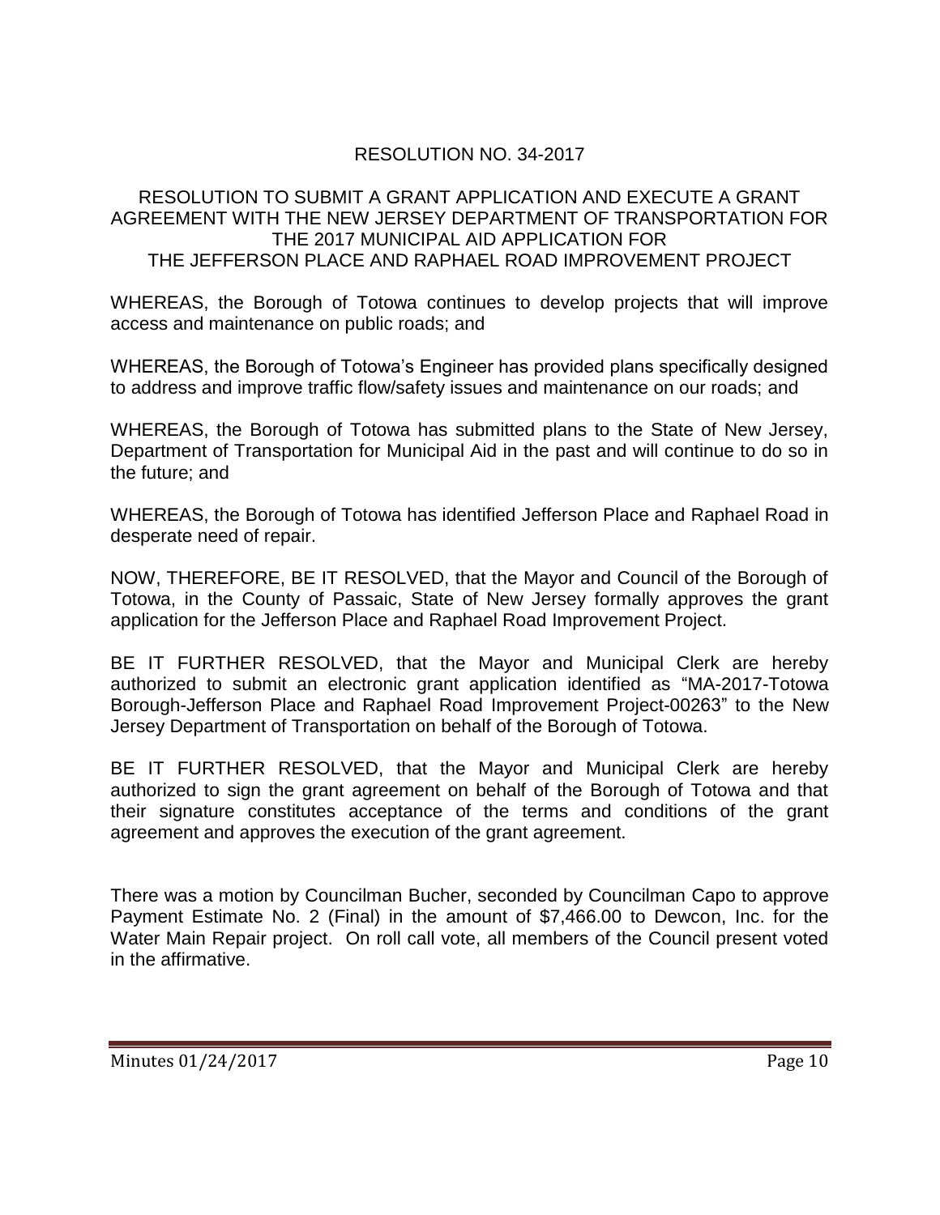RESOLUTION NO. 34-2017

RESOLUTION TO SUBMIT A GRANT APPLICATION AND EXECUTE A GRANT AGREEMENT WITH THE NEW JERSEY DEPARTMENT OF TRANSPORTATION FOR THE 2017 MUNICIPAL AID APPLICATION FOR THE JEFFERSON PLACE AND RAPHAEL ROAD IMPROVEMENT PROJECT

WHEREAS, the Borough of Totowa continues to develop projects that will improve access and maintenance on public roads; and

WHEREAS, the Borough of Totowa's Engineer has provided plans specifically designed to address and improve traffic flow/safety issues and maintenance on our roads; and

WHEREAS, the Borough of Totowa has submitted plans to the State of New Jersey, Department of Transportation for Municipal Aid in the past and will continue to do so in the future; and

WHEREAS, the Borough of Totowa has identified Jefferson Place and Raphael Road in desperate need of repair.

NOW, THEREFORE, BE IT RESOLVED, that the Mayor and Council of the Borough of Totowa, in the County of Passaic, State of New Jersey formally approves the grant application for the Jefferson Place and Raphael Road Improvement Project.

BE IT FURTHER RESOLVED, that the Mayor and Municipal Clerk are hereby authorized to submit an electronic grant application identified as "MA-2017-Totowa Borough-Jefferson Place and Raphael Road Improvement Project-00263" to the New Jersey Department of Transportation on behalf of the Borough of Totowa.

BE IT FURTHER RESOLVED, that the Mayor and Municipal Clerk are hereby authorized to sign the grant agreement on behalf of the Borough of Totowa and that their signature constitutes acceptance of the terms and conditions of the grant agreement and approves the execution of the grant agreement.

There was a motion by Councilman Bucher, seconded by Councilman Capo to approve Payment Estimate No. 2 (Final) in the amount of $7,466.00 to Dewcon, Inc. for the Water Main Repair project. On roll call vote, all members of the Council present voted in the affirmative.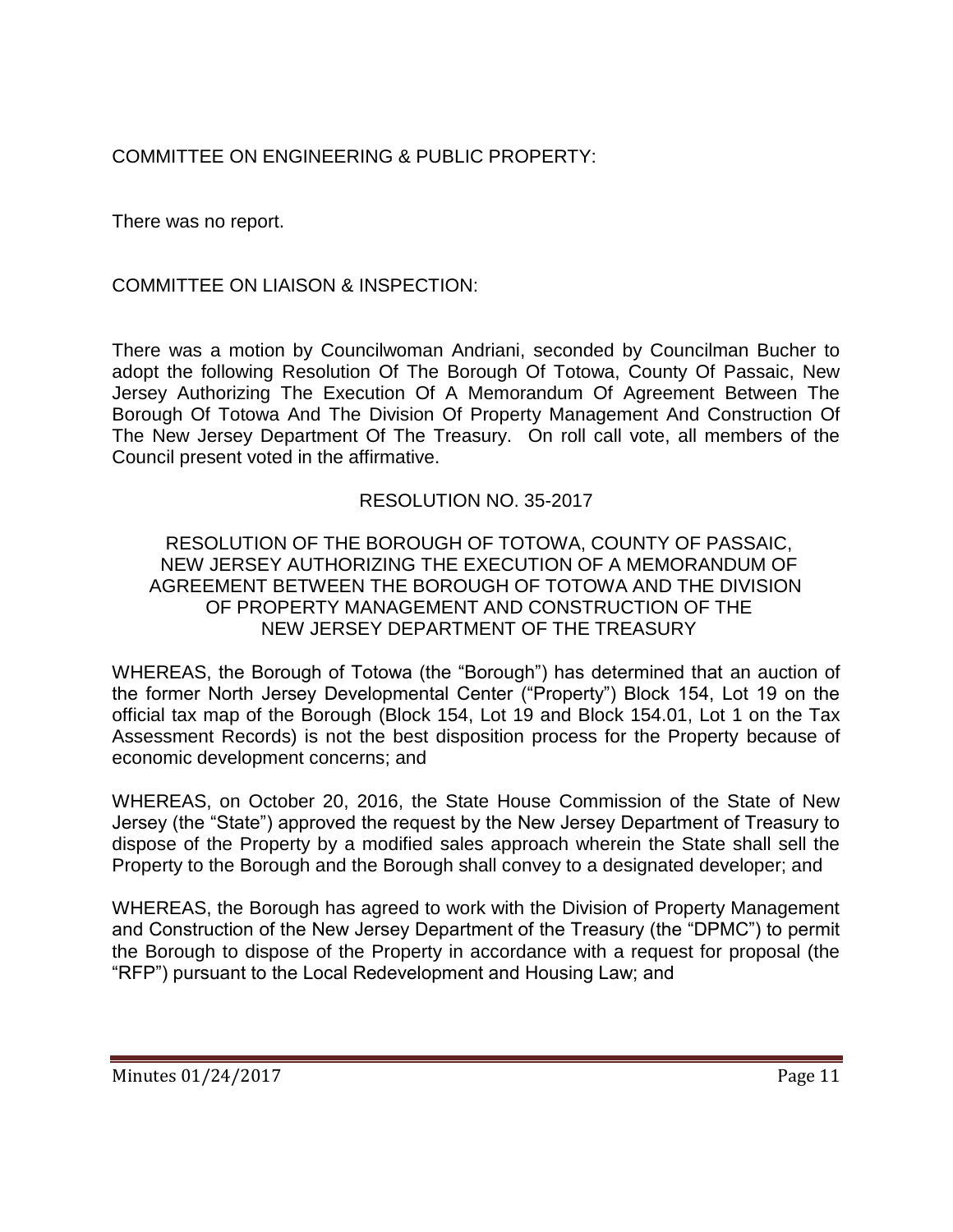COMMITTEE ON ENGINEERING & PUBLIC PROPERTY:

There was no report.

COMMITTEE ON LIAISON & INSPECTION:

There was a motion by Councilwoman Andriani, seconded by Councilman Bucher to adopt the following Resolution Of The Borough Of Totowa, County Of Passaic, New Jersey Authorizing The Execution Of A Memorandum Of Agreement Between The Borough Of Totowa And The Division Of Property Management And Construction Of The New Jersey Department Of The Treasury. On roll call vote, all members of the Council present voted in the affirmative.

RESOLUTION NO. 35-2017

RESOLUTION OF THE BOROUGH OF TOTOWA, COUNTY OF PASSAIC, NEW JERSEY AUTHORIZING THE EXECUTION OF A MEMORANDUM OF AGREEMENT BETWEEN THE BOROUGH OF TOTOWA AND THE DIVISION OF PROPERTY MANAGEMENT AND CONSTRUCTION OF THE NEW JERSEY DEPARTMENT OF THE TREASURY

WHEREAS, the Borough of Totowa (the "Borough") has determined that an auction of the former North Jersey Developmental Center ("Property") Block 154, Lot 19 on the official tax map of the Borough (Block 154, Lot 19 and Block 154.01, Lot 1 on the Tax Assessment Records) is not the best disposition process for the Property because of economic development concerns; and

WHEREAS, on October 20, 2016, the State House Commission of the State of New Jersey (the "State") approved the request by the New Jersey Department of Treasury to dispose of the Property by a modified sales approach wherein the State shall sell the Property to the Borough and the Borough shall convey to a designated developer; and

WHEREAS, the Borough has agreed to work with the Division of Property Management and Construction of the New Jersey Department of the Treasury (the "DPMC") to permit the Borough to dispose of the Property in accordance with a request for proposal (the "RFP") pursuant to the Local Redevelopment and Housing Law; and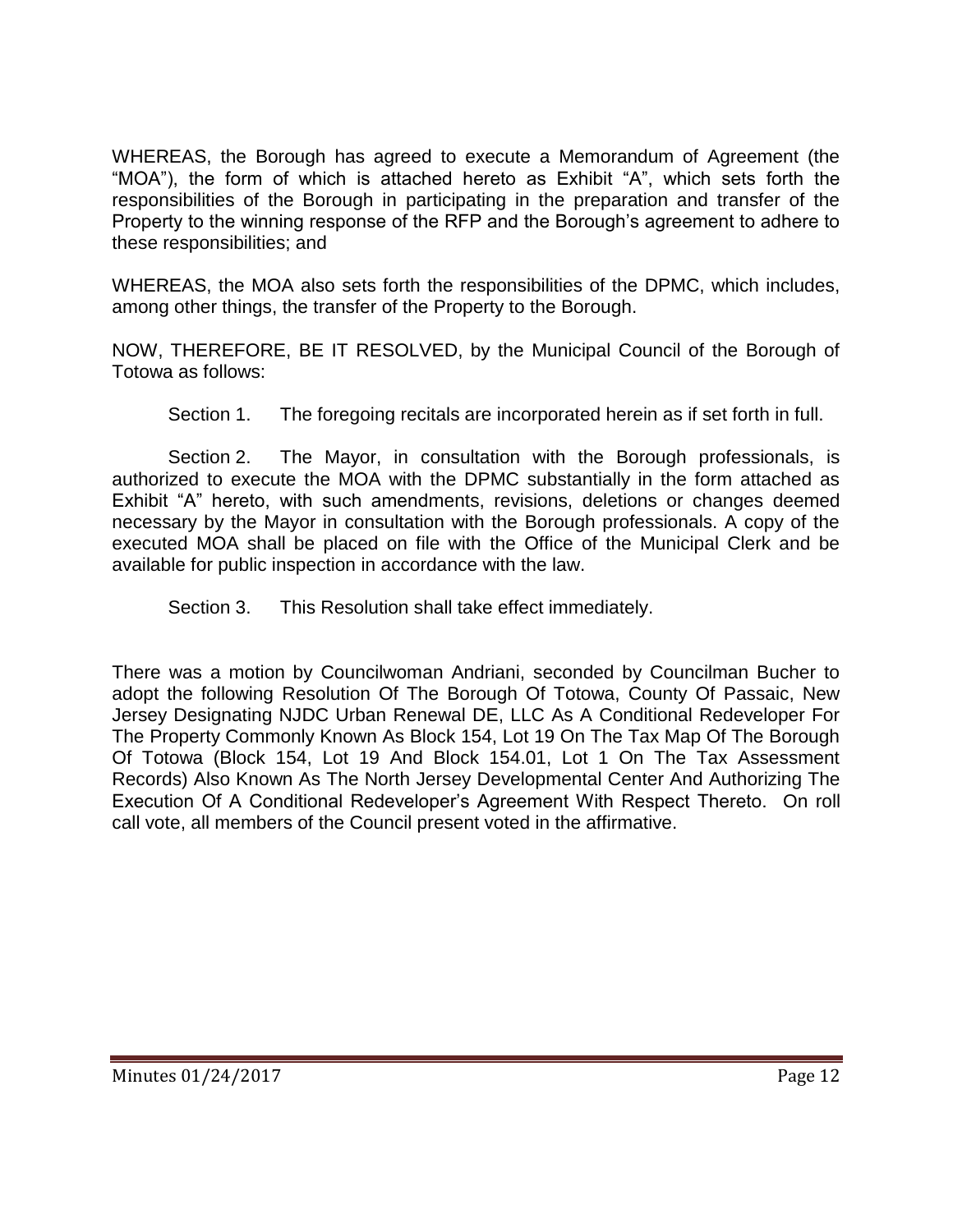WHEREAS, the Borough has agreed to execute a Memorandum of Agreement (the "MOA"), the form of which is attached hereto as Exhibit "A", which sets forth the responsibilities of the Borough in participating in the preparation and transfer of the Property to the winning response of the RFP and the Borough's agreement to adhere to these responsibilities; and

WHEREAS, the MOA also sets forth the responsibilities of the DPMC, which includes, among other things, the transfer of the Property to the Borough.

NOW, THEREFORE, BE IT RESOLVED, by the Municipal Council of the Borough of Totowa as follows:

Section 1. The foregoing recitals are incorporated herein as if set forth in full.

Section 2. The Mayor, in consultation with the Borough professionals, is authorized to execute the MOA with the DPMC substantially in the form attached as Exhibit "A" hereto, with such amendments, revisions, deletions or changes deemed necessary by the Mayor in consultation with the Borough professionals. A copy of the executed MOA shall be placed on file with the Office of the Municipal Clerk and be available for public inspection in accordance with the law.

Section 3. This Resolution shall take effect immediately.

There was a motion by Councilwoman Andriani, seconded by Councilman Bucher to adopt the following Resolution Of The Borough Of Totowa, County Of Passaic, New Jersey Designating NJDC Urban Renewal DE, LLC As A Conditional Redeveloper For The Property Commonly Known As Block 154, Lot 19 On The Tax Map Of The Borough Of Totowa (Block 154, Lot 19 And Block 154.01, Lot 1 On The Tax Assessment Records) Also Known As The North Jersey Developmental Center And Authorizing The Execution Of A Conditional Redeveloper's Agreement With Respect Thereto. On roll call vote, all members of the Council present voted in the affirmative.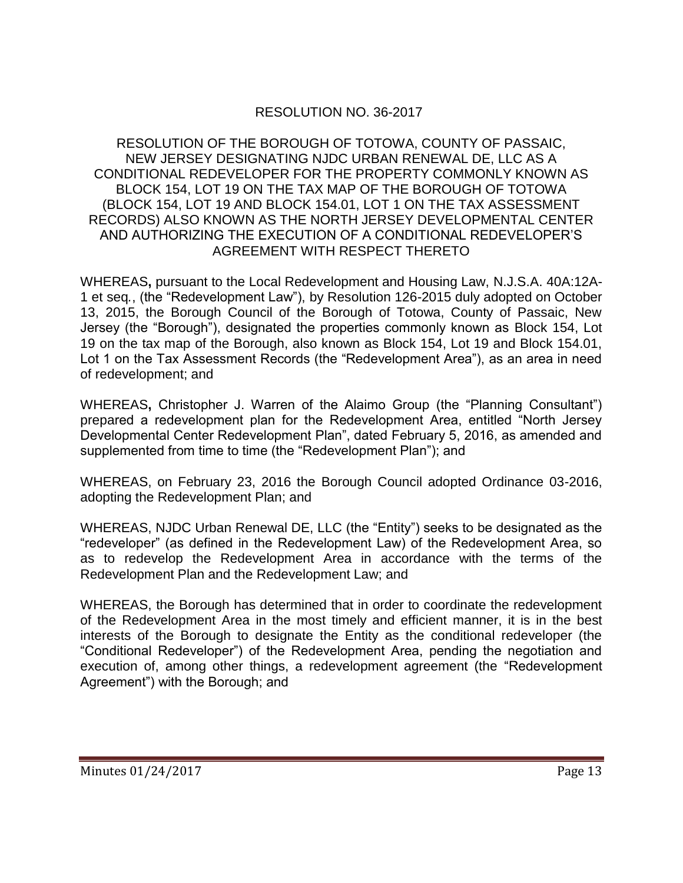RESOLUTION NO. 36-2017

RESOLUTION OF THE BOROUGH OF TOTOWA, COUNTY OF PASSAIC, NEW JERSEY DESIGNATING NJDC URBAN RENEWAL DE, LLC AS A CONDITIONAL REDEVELOPER FOR THE PROPERTY COMMONLY KNOWN AS BLOCK 154, LOT 19 ON THE TAX MAP OF THE BOROUGH OF TOTOWA (BLOCK 154, LOT 19 AND BLOCK 154.01, LOT 1 ON THE TAX ASSESSMENT RECORDS) ALSO KNOWN AS THE NORTH JERSEY DEVELOPMENTAL CENTER AND AUTHORIZING THE EXECUTION OF A CONDITIONAL REDEVELOPER'S AGREEMENT WITH RESPECT THERETO

WHEREAS**,** pursuant to the Local Redevelopment and Housing Law, N.J.S.A. 40A:12A-1 et seq., (the "Redevelopment Law"), by Resolution 126-2015 duly adopted on October 13, 2015, the Borough Council of the Borough of Totowa, County of Passaic, New Jersey (the "Borough"), designated the properties commonly known as Block 154, Lot 19 on the tax map of the Borough, also known as Block 154, Lot 19 and Block 154.01, Lot 1 on the Tax Assessment Records (the "Redevelopment Area"), as an area in need of redevelopment; and

WHEREAS**,** Christopher J. Warren of the Alaimo Group (the "Planning Consultant") prepared a redevelopment plan for the Redevelopment Area, entitled "North Jersey Developmental Center Redevelopment Plan", dated February 5, 2016, as amended and supplemented from time to time (the "Redevelopment Plan"); and

WHEREAS, on February 23, 2016 the Borough Council adopted Ordinance 03-2016, adopting the Redevelopment Plan; and

WHEREAS, NJDC Urban Renewal DE, LLC (the "Entity") seeks to be designated as the "redeveloper" (as defined in the Redevelopment Law) of the Redevelopment Area, so as to redevelop the Redevelopment Area in accordance with the terms of the Redevelopment Plan and the Redevelopment Law; and

WHEREAS, the Borough has determined that in order to coordinate the redevelopment of the Redevelopment Area in the most timely and efficient manner, it is in the best interests of the Borough to designate the Entity as the conditional redeveloper (the "Conditional Redeveloper") of the Redevelopment Area, pending the negotiation and execution of, among other things, a redevelopment agreement (the "Redevelopment Agreement") with the Borough; and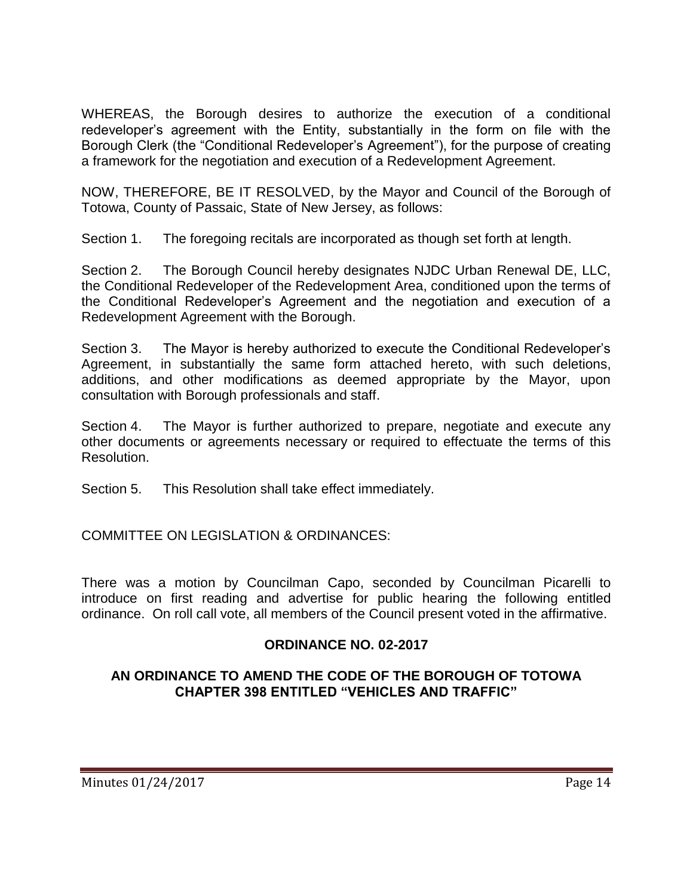WHEREAS, the Borough desires to authorize the execution of a conditional redeveloper's agreement with the Entity, substantially in the form on file with the Borough Clerk (the "Conditional Redeveloper's Agreement"), for the purpose of creating a framework for the negotiation and execution of a Redevelopment Agreement.

NOW, THEREFORE, BE IT RESOLVED, by the Mayor and Council of the Borough of Totowa, County of Passaic, State of New Jersey, as follows:

Section 1. The foregoing recitals are incorporated as though set forth at length.

Section 2. The Borough Council hereby designates NJDC Urban Renewal DE, LLC, the Conditional Redeveloper of the Redevelopment Area, conditioned upon the terms of the Conditional Redeveloper's Agreement and the negotiation and execution of a Redevelopment Agreement with the Borough.

Section 3. The Mayor is hereby authorized to execute the Conditional Redeveloper's Agreement, in substantially the same form attached hereto, with such deletions, additions, and other modifications as deemed appropriate by the Mayor, upon consultation with Borough professionals and staff.

Section 4. The Mayor is further authorized to prepare, negotiate and execute any other documents or agreements necessary or required to effectuate the terms of this Resolution.

Section 5. This Resolution shall take effect immediately.

COMMITTEE ON LEGISLATION & ORDINANCES:

There was a motion by Councilman Capo, seconded by Councilman Picarelli to introduce on first reading and advertise for public hearing the following entitled ordinance. On roll call vote, all members of the Council present voted in the affirmative.

**ORDINANCE NO. 02-2017**

**AN ORDINANCE TO AMEND THE CODE OF THE BOROUGH OF TOTOWA CHAPTER 398 ENTITLED "VEHICLES AND TRAFFIC"**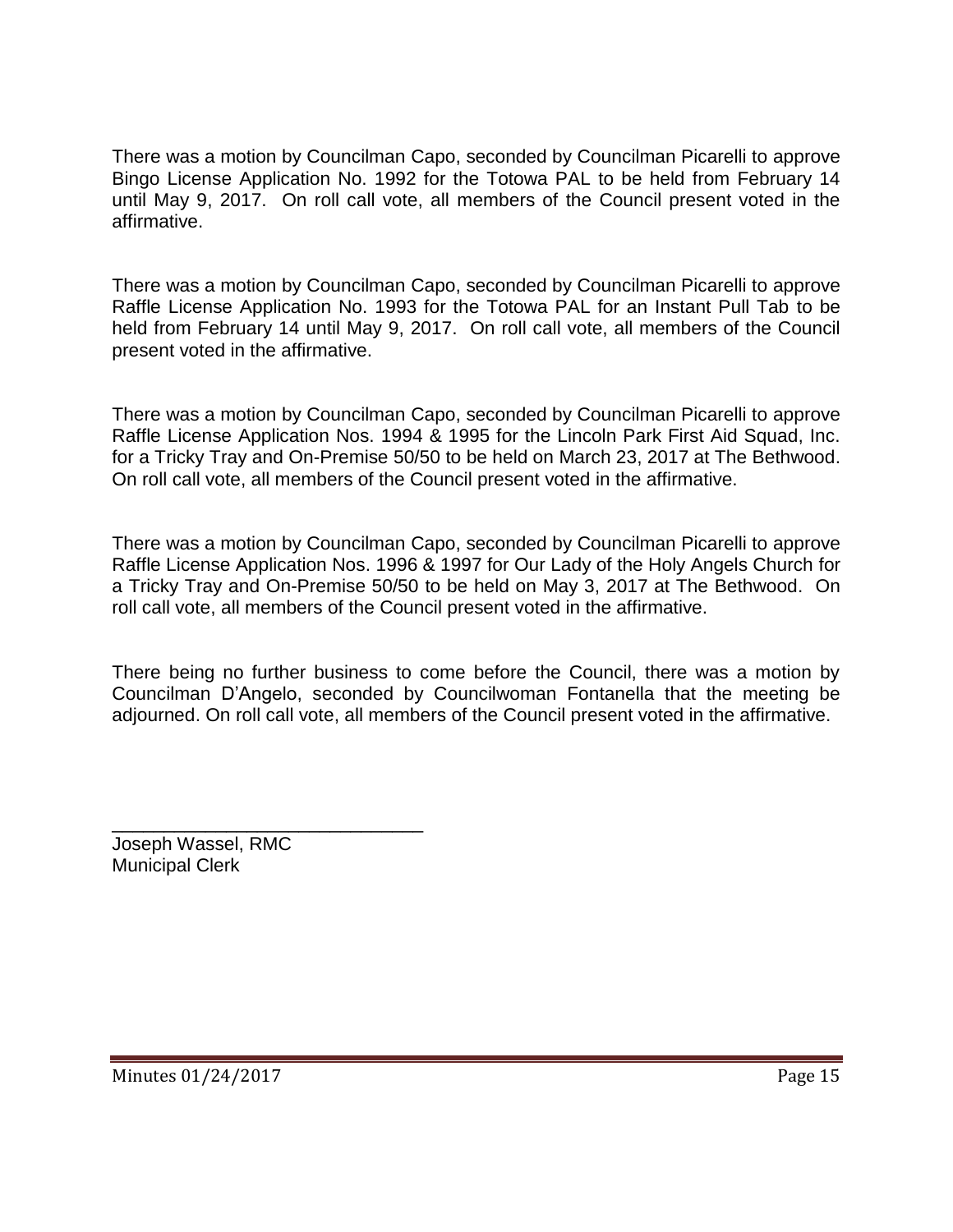There was a motion by Councilman Capo, seconded by Councilman Picarelli to approve Bingo License Application No. 1992 for the Totowa PAL to be held from February 14 until May 9, 2017. On roll call vote, all members of the Council present voted in the affirmative.

There was a motion by Councilman Capo, seconded by Councilman Picarelli to approve Raffle License Application No. 1993 for the Totowa PAL for an Instant Pull Tab to be held from February 14 until May 9, 2017. On roll call vote, all members of the Council present voted in the affirmative.

There was a motion by Councilman Capo, seconded by Councilman Picarelli to approve Raffle License Application Nos. 1994 & 1995 for the Lincoln Park First Aid Squad, Inc. for a Tricky Tray and On-Premise 50/50 to be held on March 23, 2017 at The Bethwood. On roll call vote, all members of the Council present voted in the affirmative.

There was a motion by Councilman Capo, seconded by Councilman Picarelli to approve Raffle License Application Nos. 1996 & 1997 for Our Lady of the Holy Angels Church for a Tricky Tray and On-Premise 50/50 to be held on May 3, 2017 at The Bethwood. On roll call vote, all members of the Council present voted in the affirmative.

There being no further business to come before the Council, there was a motion by Councilman D'Angelo, seconded by Councilwoman Fontanella that the meeting be adjourned. On roll call vote, all members of the Council present voted in the affirmative.

\_\_\_\_\_\_\_\_\_\_\_\_\_\_\_\_\_\_\_\_\_\_\_\_\_\_\_\_\_\_\_

Joseph Wassel, RMC
Municipal Clerk